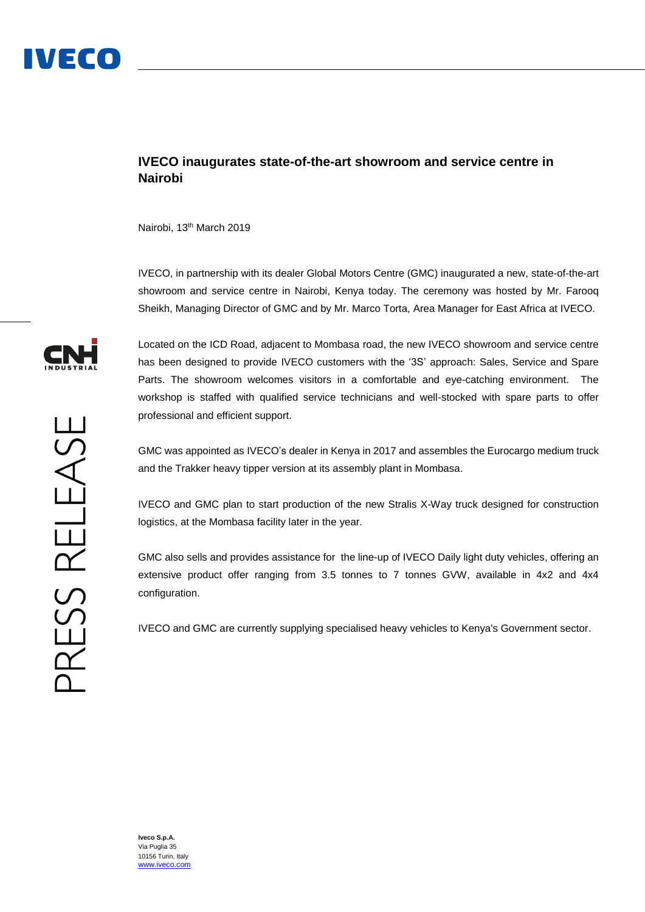# IVECO inaugurates state-of-the-art showroom and service centre in Nairobi

Nairobi, 13th March 2019

IVECO, in partnership with its dealer Global Motors Centre (GMC) inaugurated a new, state-of-the-art showroom and service centre in Nairobi, Kenya today. The ceremony was hosted by Mr. Farooq Sheikh, Managing Director of GMC and by Mr. Marco Torta, Area Manager for East Africa at IVECO.

Located on the ICD Road, adjacent to Mombasa road, the new IVECO showroom and service centre has been designed to provide IVECO customers with the '3S' approach: Sales, Service and Spare Parts. The showroom welcomes visitors in a comfortable and eye-catching environment. The workshop is staffed with qualified service technicians and well-stocked with spare parts to offer professional and efficient support.

GMC was appointed as IVECO's dealer in Kenya in 2017 and assembles the Eurocargo medium truck and the Trakker heavy tipper version at its assembly plant in Mombasa.

IVECO and GMC plan to start production of the new Stralis X-Way truck designed for construction logistics, at the Mombasa facility later in the year.

GMC also sells and provides assistance for the line-up of IVECO Daily light duty vehicles, offering an extensive product offer ranging from 3.5 tonnes to 7 tonnes GVW, available in 4x2 and 4x4 configuration.

IVECO and GMC are currently supplying specialised heavy vehicles to Kenya's Government sector.

**Iveco S.p.A.**
Via Puglia 35
10156 Turin, Italy
www.iveco.com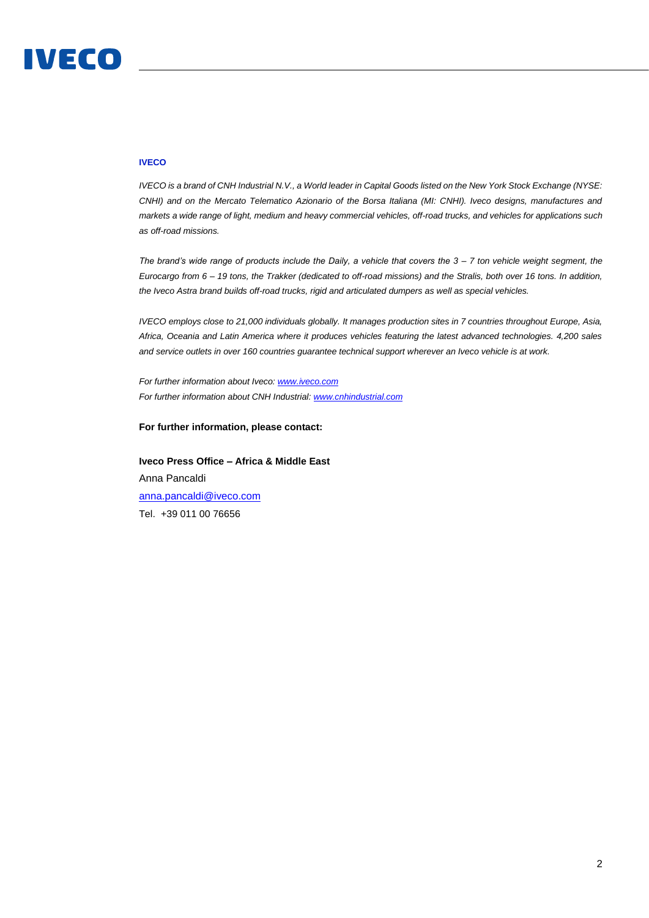**IVECO**

*IVECO is a brand of CNH Industrial N.V., a World leader in Capital Goods listed on the New York Stock Exchange (NYSE: CNHI) and on the Mercato Telematico Azionario of the Borsa Italiana (MI: CNHI). Iveco designs, manufactures and markets a wide range of light, medium and heavy commercial vehicles, off-road trucks, and vehicles for applications such as off-road missions.*

*The brand's wide range of products include the Daily, a vehicle that covers the 3 – 7 ton vehicle weight segment, the Eurocargo from 6 – 19 tons, the Trakker (dedicated to off-road missions) and the Stralis, both over 16 tons. In addition, the Iveco Astra brand builds off-road trucks, rigid and articulated dumpers as well as special vehicles.*

*IVECO employs close to 21,000 individuals globally. It manages production sites in 7 countries throughout Europe, Asia, Africa, Oceania and Latin America where it produces vehicles featuring the latest advanced technologies. 4,200 sales and service outlets in over 160 countries guarantee technical support wherever an Iveco vehicle is at work.*

*For further information about Iveco: [www.iveco.com](http://www.iveco.com)*
*For further information about CNH Industrial: [www.cnhindustrial.com](http://www.cnhindustrial.com)*

**For further information, please contact:**

**Iveco Press Office – Africa & Middle East**
Anna Pancaldi
[anna.pancaldi@iveco.com](mailto:anna.pancaldi@iveco.com)
Tel. +39 011 00 76656